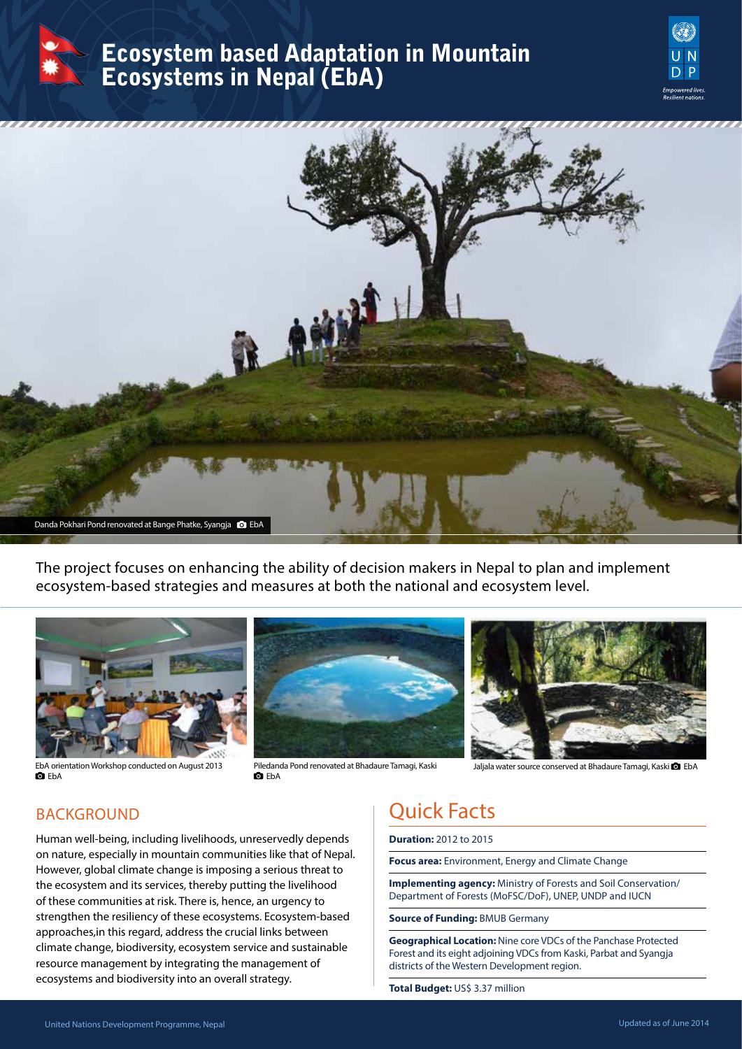# Ecosystem based Adaptation in Mountain Ecosystems in Nepal (EbA)

Danda Pokhari Pond renovated at Bange Phatke, Syangja EbA

The project focuses on enhancing the ability of decision makers in Nepal to plan and implement ecosystem-based strategies and measures at both the national and ecosystem level.

EbA orientation Workshop conducted on August 2013 EbA

Piledanda Pond renovated at Bhadaure Tamagi, Kaski EbA

Jaljala water source conserved at Bhadaure Tamagi, Kaski EbA

## BACKGROUND

Human well-being, including livelihoods, unreservedly depends on nature, especially in mountain communities like that of Nepal. However, global climate change is imposing a serious threat to the ecosystem and its services, thereby putting the livelihood of these communities at risk. There is, hence, an urgency to strengthen the resiliency of these ecosystems. Ecosystem-based approaches,in this regard, address the crucial links between climate change, biodiversity, ecosystem service and sustainable resource management by integrating the management of ecosystems and biodiversity into an overall strategy.

## Quick Facts

**Duration:** 2012 to 2015

**Focus area:** Environment, Energy and Climate Change

**Implementing agency:** Ministry of Forests and Soil Conservation/ Department of Forests (MoFSC/DoF), UNEP, UNDP and IUCN

**Source of Funding:** BMUB Germany

**Geographical Location:** Nine core VDCs of the Panchase Protected Forest and its eight adjoining VDCs from Kaski, Parbat and Syangja districts of the Western Development region.

**Total Budget:** US$ 3.37 million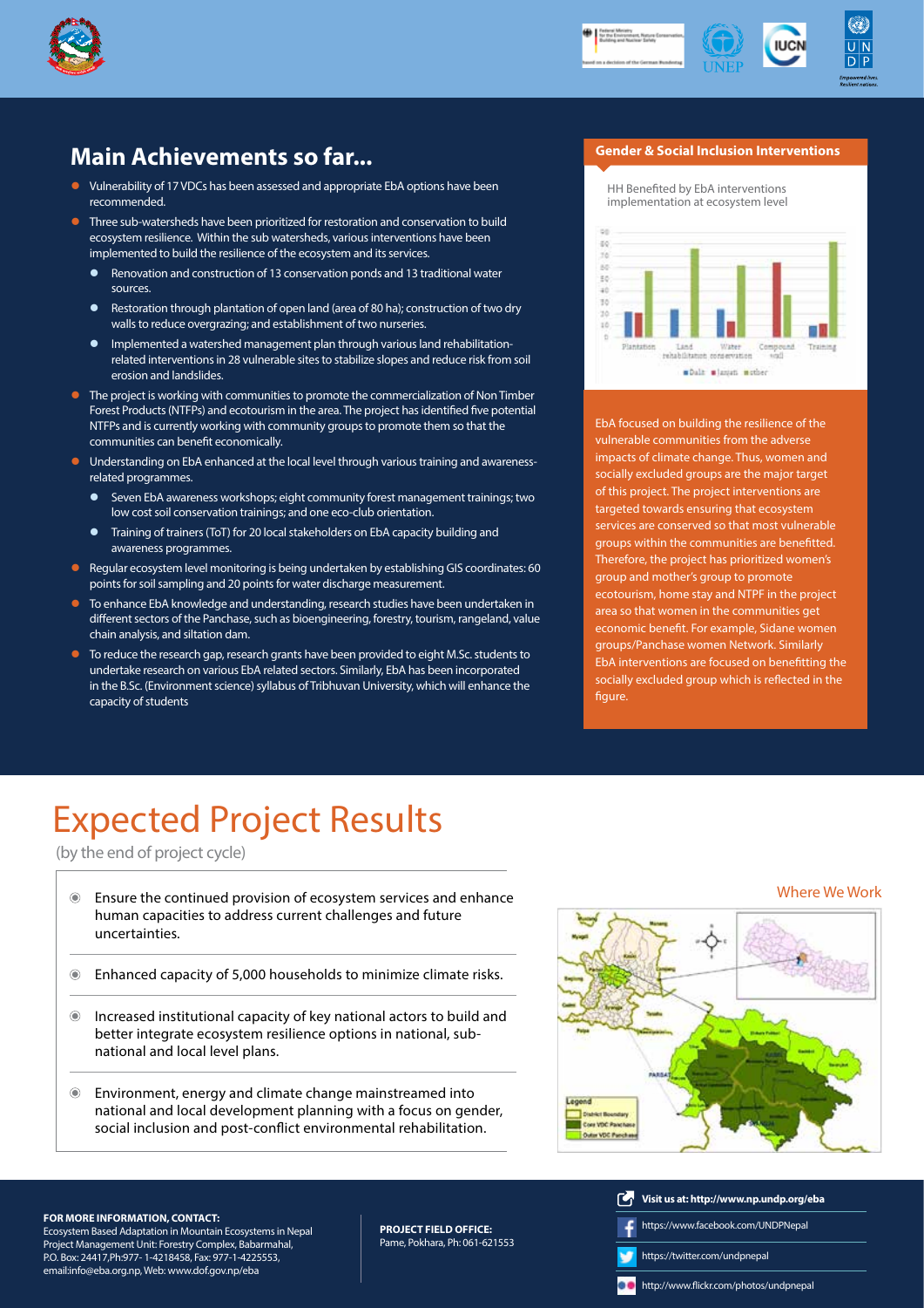## Main Achievements so far...

- Vulnerability of 17 VDCs has been assessed and appropriate EbA options have been recommended.
- Three sub-watersheds have been prioritized for restoration and conservation to build ecosystem resilience. Within the sub watersheds, various interventions have been implemented to build the resilience of the ecosystem and its services.
  - Renovation and construction of 13 conservation ponds and 13 traditional water sources.
  - Restoration through plantation of open land (area of 80 ha); construction of two dry walls to reduce overgrazing; and establishment of two nurseries.
  - Implemented a watershed management plan through various land rehabilitation-related interventions in 28 vulnerable sites to stabilize slopes and reduce risk from soil erosion and landslides.
- The project is working with communities to promote the commercialization of Non Timber Forest Products (NTFPs) and ecotourism in the area. The project has identified five potential NTFPs and is currently working with community groups to promote them so that the communities can benefit economically.
- Understanding on EbA enhanced at the local level through various training and awareness-related programmes.
  - Seven EbA awareness workshops; eight community forest management trainings; two low cost soil conservation trainings; and one eco-club orientation.
  - Training of trainers (ToT) for 20 local stakeholders on EbA capacity building and awareness programmes.
- Regular ecosystem level monitoring is being undertaken by establishing GIS coordinates: 60 points for soil sampling and 20 points for water discharge measurement.
- To enhance EbA knowledge and understanding, research studies have been undertaken in different sectors of the Panchase, such as bioengineering, forestry, tourism, rangeland, value chain analysis, and siltation dam.
- To reduce the research gap, research grants have been provided to eight M.Sc. students to undertake research on various EbA related sectors. Similarly, EbA has been incorporated in the B.Sc. (Environment science) syllabus of Tribhuvan University, which will enhance the capacity of students

### Gender & Social Inclusion Interventions

HH Benefited by EbA interventions implementation at ecosystem level

90
80
70
60
50
40
30
20
10
0

Plantation
Land rehabilitation
Water conservation
Compound wall
Training

Dalit  Janjati  other

EbA focused on building the resilience of the vulnerable communities from the adverse impacts of climate change. Thus, women and socially excluded groups are the major target of this project. The project interventions are targeted towards ensuring that ecosystem services are conserved so that most vulnerable groups within the communities are benefitted. Therefore, the project has prioritized women's group and mother's group to promote ecotourism, home stay and NTPF in the project area so that women in the communities get economic benefit. For example, Sidane women groups/Panchase women Network. Similarly EbA interventions are focused on benefitting the socially excluded group which is reflected in the figure.

# Expected Project Results

(by the end of project cycle)

- Ensure the continued provision of ecosystem services and enhance human capacities to address current challenges and future uncertainties.
- Enhanced capacity of 5,000 households to minimize climate risks.
- Increased institutional capacity of key national actors to build and better integrate ecosystem resilience options in national, sub-national and local level plans.
- Environment, energy and climate change mainstreamed into national and local development planning with a focus on gender, social inclusion and post-conflict environmental rehabilitation.

### Where We Work

Legend
District Boundary
Core VDC Panchase
Outer VDC Panchase

**FOR MORE INFORMATION, CONTACT:**
Ecosystem Based Adaptation in Mountain Ecosystems in Nepal
Project Management Unit: Forestry Complex, Babarmahal,
P.O. Box: 24417,Ph:977- 1-4218458, Fax: 977-1-4225553,
email:info@eba.org.np, Web: www.dof.gov.np/eba

**PROJECT FIELD OFFICE:**
Pame, Pokhara, Ph: 061-621553

**Visit us at: http://www.np.undp.org/eba**
https://www.facebook.com/UNDPNepal
https://twitter.com/undpnepal
http://www.flickr.com/photos/undpnepal